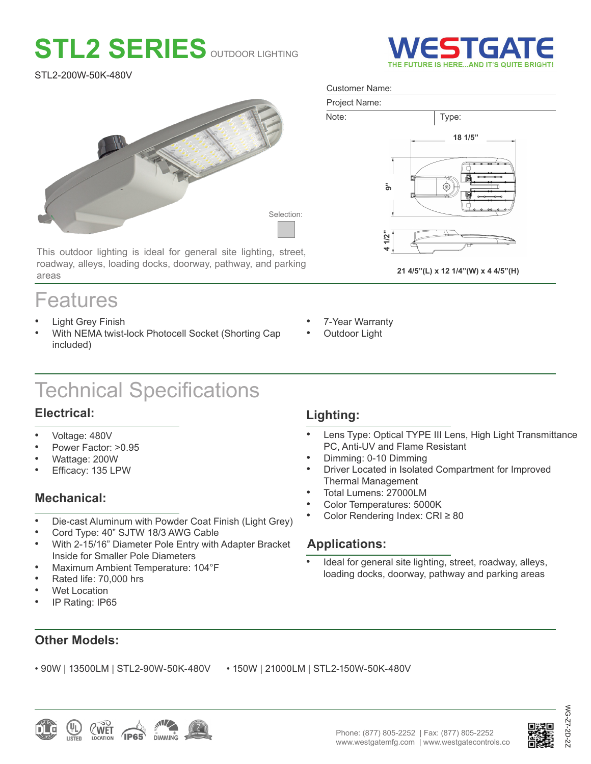# STL2 SERIES OUTDOOR LIGHTING

STL2-200W-50K-480V

WESTGATE
THE FUTURE IS HERE...AND IT'S QUITE BRIGHT!

Customer Name:

Project Name:

Note: | Type:

Selection:

18 1/5"

9"

4 1/2"

21 4/5"(L) x 12 1/4"(W) x 4 4/5"(H)

This outdoor lighting is ideal for general site lighting, street, roadway, alleys, loading docks, doorway, pathway, and parking areas

## Features

- Light Grey Finish
- With NEMA twist-lock Photocell Socket (Shorting Cap included)
- 7-Year Warranty
- Outdoor Light

## Technical Specifications

### Electrical:

- Voltage: 480V
- Power Factor: >0.95
- Wattage: 200W
- Efficacy: 135 LPW

### Mechanical:

- Die-cast Aluminum with Powder Coat Finish (Light Grey)
- Cord Type: 40" SJTW 18/3 AWG Cable
- With 2-15/16" Diameter Pole Entry with Adapter Bracket Inside for Smaller Pole Diameters
- Maximum Ambient Temperature: 104°F
- Rated life: 70,000 hrs
- Wet Location
- IP Rating: IP65

### Lighting:

- Lens Type: Optical TYPE III Lens, High Light Transmittance PC, Anti-UV and Flame Resistant
- Dimming: 0-10 Dimming
- Driver Located in Isolated Compartment for Improved Thermal Management
- Total Lumens: 27000LM
- Color Temperatures: 5000K
- Color Rendering Index: CRI ≥ 80

### Applications:

- Ideal for general site lighting, street, roadway, alleys, loading docks, doorway, pathway and parking areas

### Other Models:

- 90W | 13500LM | STL2-90W-50K-480V
- 150W | 21000LM | STL2-150W-50K-480V

DLC LISTED | UL LISTED | WET LOCATION | IP65 | DIMMING

Phone: (877) 805-2252 | Fax: (877) 805-2252
www.westgatemfg.com | www.westgatecontrols.co

WG-Z7-2D-22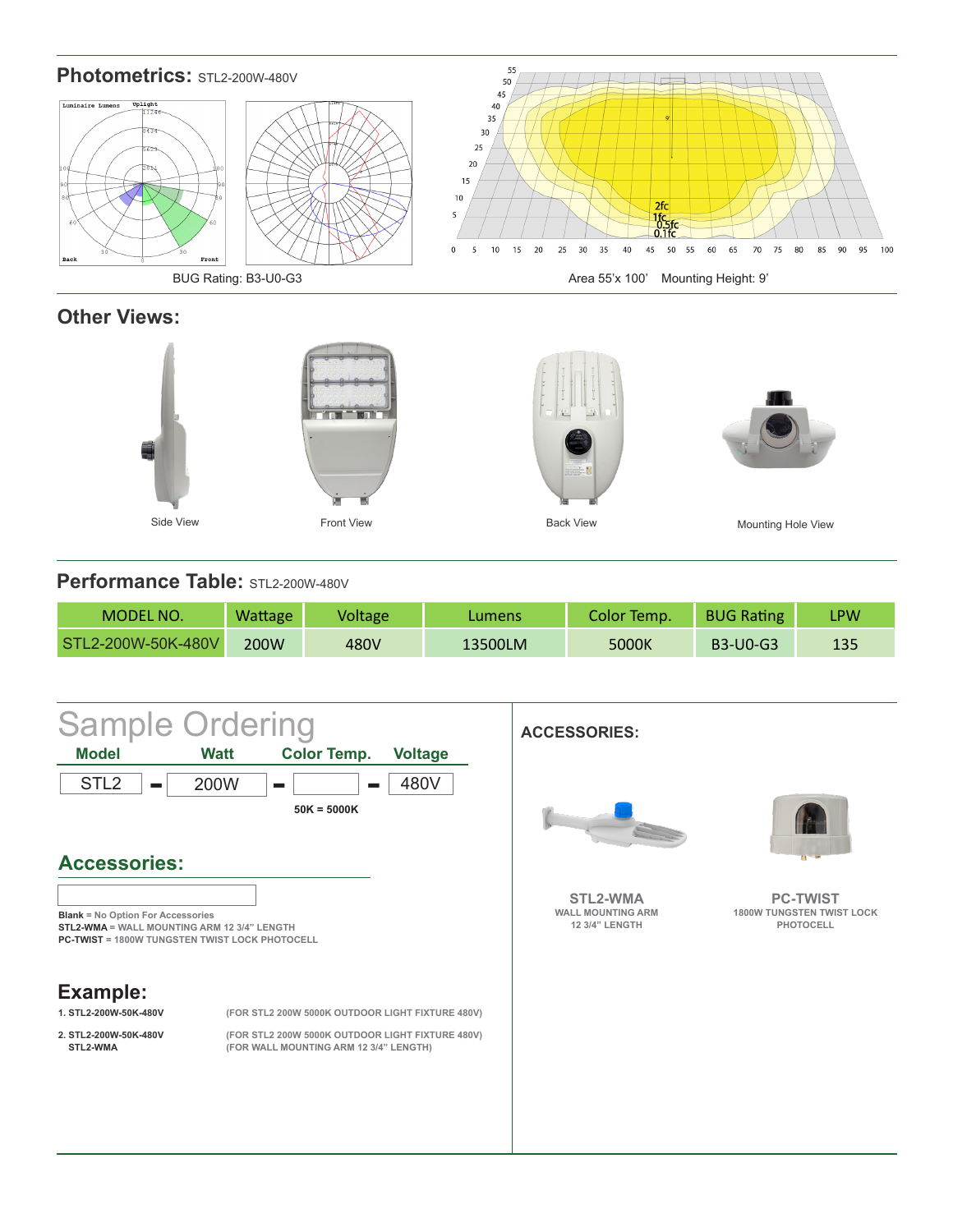## Photometrics: STL2-200W-480V

Luminaire Lumens Uplight

13246

8434

5623

2811

Back Front

BUG Rating: B3-U0-G3

2fc
1fc
0.5fc
0.1fc

Area 55'x 100' Mounting Height: 9'

## Other Views:

Side View

Front View

Back View

Mounting Hole View

## Performance Table: STL2-200W-480V

| MODEL NO. | Wattage | Voltage | Lumens | Color Temp. | BUG Rating | LPW |
|---|---|---|---|---|---|---|
| STL2-200W-50K-480V | 200W | 480V | 13500LM | 5000K | B3-U0-G3 | 135 |

# Sample Ordering

| Model | | Watt | | Color Temp. | | Voltage |
|---|---|---|---|---|---|---|
| STL2 | – | 200W | – | | – | 480V |

50K = 5000K

## Accessories:

**Blank** = No Option For Accessories
**STL2-WMA** = WALL MOUNTING ARM 12 3/4" LENGTH
**PC-TWIST** = 1800W TUNGSTEN TWIST LOCK PHOTOCELL

## Example:

1. **STL2-200W-50K-480V** (FOR STL2 200W 5000K OUTDOOR LIGHT FIXTURE 480V)

2. **STL2-200W-50K-480V STL2-WMA** (FOR STL2 200W 5000K OUTDOOR LIGHT FIXTURE 480V) (FOR WALL MOUNTING ARM 12 3/4" LENGTH)

## ACCESSORIES:

**STL2-WMA**
WALL MOUNTING ARM
12 3/4" LENGTH

**PC-TWIST**
1800W TUNGSTEN TWIST LOCK
PHOTOCELL